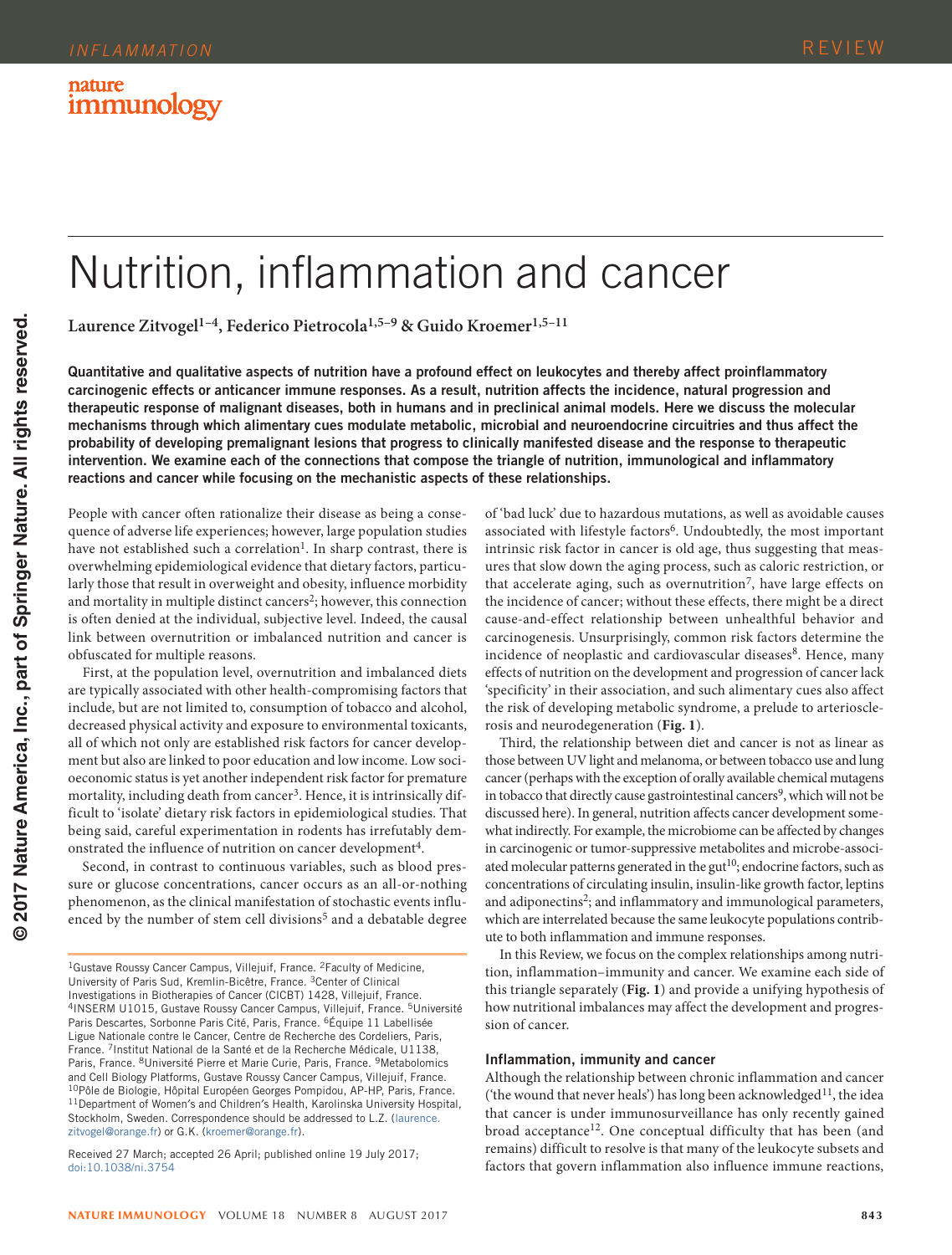# Nutrition, inflammation and cancer

**Laurence Zitvogel[1–4], Federico Pietrocola[1,5–9] & Guido Kroemer[1,5–11]**

**Quantitative and qualitative aspects of nutrition have a profound effect on leukocytes and thereby affect proinflammatory carcinogenic effects or anticancer immune responses. As a result, nutrition affects the incidence, natural progression and therapeutic response of malignant diseases, both in humans and in preclinical animal models. Here we discuss the molecular mechanisms through which alimentary cues modulate metabolic, microbial and neuroendocrine circuitries and thus affect the probability of developing premalignant lesions that progress to clinically manifested disease and the response to therapeutic intervention. We examine each of the connections that compose the triangle of nutrition, immunological and inflammatory reactions and cancer while focusing on the mechanistic aspects of these relationships.**

People with cancer often rationalize their disease as being a consequence of adverse life experiences; however, large population studies have not established such a correlation[1]. In sharp contrast, there is overwhelming epidemiological evidence that dietary factors, particularly those that result in overweight and obesity, influence morbidity and mortality in multiple distinct cancers[2]; however, this connection is often denied at the individual, subjective level. Indeed, the causal link between overnutrition or imbalanced nutrition and cancer is obfuscated for multiple reasons.

First, at the population level, overnutrition and imbalanced diets are typically associated with other health-compromising factors that include, but are not limited to, consumption of tobacco and alcohol, decreased physical activity and exposure to environmental toxicants, all of which not only are established risk factors for cancer development but also are linked to poor education and low income. Low socioeconomic status is yet another independent risk factor for premature mortality, including death from cancer[3]. Hence, it is intrinsically difficult to 'isolate' dietary risk factors in epidemiological studies. That being said, careful experimentation in rodents has irrefutably demonstrated the influence of nutrition on cancer development[4].

Second, in contrast to continuous variables, such as blood pressure or glucose concentrations, cancer occurs as an all-or-nothing phenomenon, as the clinical manifestation of stochastic events influenced by the number of stem cell divisions[5] and a debatable degree of 'bad luck' due to hazardous mutations, as well as avoidable causes associated with lifestyle factors[6]. Undoubtedly, the most important intrinsic risk factor in cancer is old age, thus suggesting that measures that slow down the aging process, such as caloric restriction, or that accelerate aging, such as overnutrition[7], have large effects on the incidence of cancer; without these effects, there might be a direct cause-and-effect relationship between unhealthful behavior and carcinogenesis. Unsurprisingly, common risk factors determine the incidence of neoplastic and cardiovascular diseases[8]. Hence, many effects of nutrition on the development and progression of cancer lack 'specificity' in their association, and such alimentary cues also affect the risk of developing metabolic syndrome, a prelude to arteriosclerosis and neurodegeneration (**Fig. 1**).

Third, the relationship between diet and cancer is not as linear as those between UV light and melanoma, or between tobacco use and lung cancer (perhaps with the exception of orally available chemical mutagens in tobacco that directly cause gastrointestinal cancers[9], which will not be discussed here). In general, nutrition affects cancer development somewhat indirectly. For example, the microbiome can be affected by changes in carcinogenic or tumor-suppressive metabolites and microbe-associated molecular patterns generated in the gut[10]; endocrine factors, such as concentrations of circulating insulin, insulin-like growth factor, leptins and adiponectins[2]; and inflammatory and immunological parameters, which are interrelated because the same leukocyte populations contribute to both inflammation and immune responses.

In this Review, we focus on the complex relationships among nutrition, inflammation–immunity and cancer. We examine each side of this triangle separately (**Fig. 1**) and provide a unifying hypothesis of how nutritional imbalances may affect the development and progression of cancer.

## Inflammation, immunity and cancer

Although the relationship between chronic inflammation and cancer ('the wound that never heals') has long been acknowledged[11], the idea that cancer is under immunosurveillance has only recently gained broad acceptance[12]. One conceptual difficulty that has been (and remains) difficult to resolve is that many of the leukocyte subsets and factors that govern inflammation also influence immune reactions,

---

[1]Gustave Roussy Cancer Campus, Villejuif, France. [2]Faculty of Medicine, University of Paris Sud, Kremlin-Bicêtre, France. [3]Center of Clinical Investigations in Biotherapies of Cancer (CICBT) 1428, Villejuif, France. [4]INSERM U1015, Gustave Roussy Cancer Campus, Villejuif, France. [5]Université Paris Descartes, Sorbonne Paris Cité, Paris, France. [6]Équipe 11 Labellisée Ligue Nationale contre le Cancer, Centre de Recherche des Cordeliers, Paris, France. [7]Institut National de la Santé et de la Recherche Médicale, U1138, Paris, France. [8]Université Pierre et Marie Curie, Paris, France. [9]Metabolomics and Cell Biology Platforms, Gustave Roussy Cancer Campus, Villejuif, France. [10]Pôle de Biologie, Hôpital Européen Georges Pompidou, AP-HP, Paris, France. [11]Department of Women's and Children's Health, Karolinska University Hospital, Stockholm, Sweden. Correspondence should be addressed to L.Z. (laurence.zitvogel@orange.fr) or G.K. (kroemer@orange.fr).

Received 27 March; accepted 26 April; published online 19 July 2017; doi:10.1038/ni.3754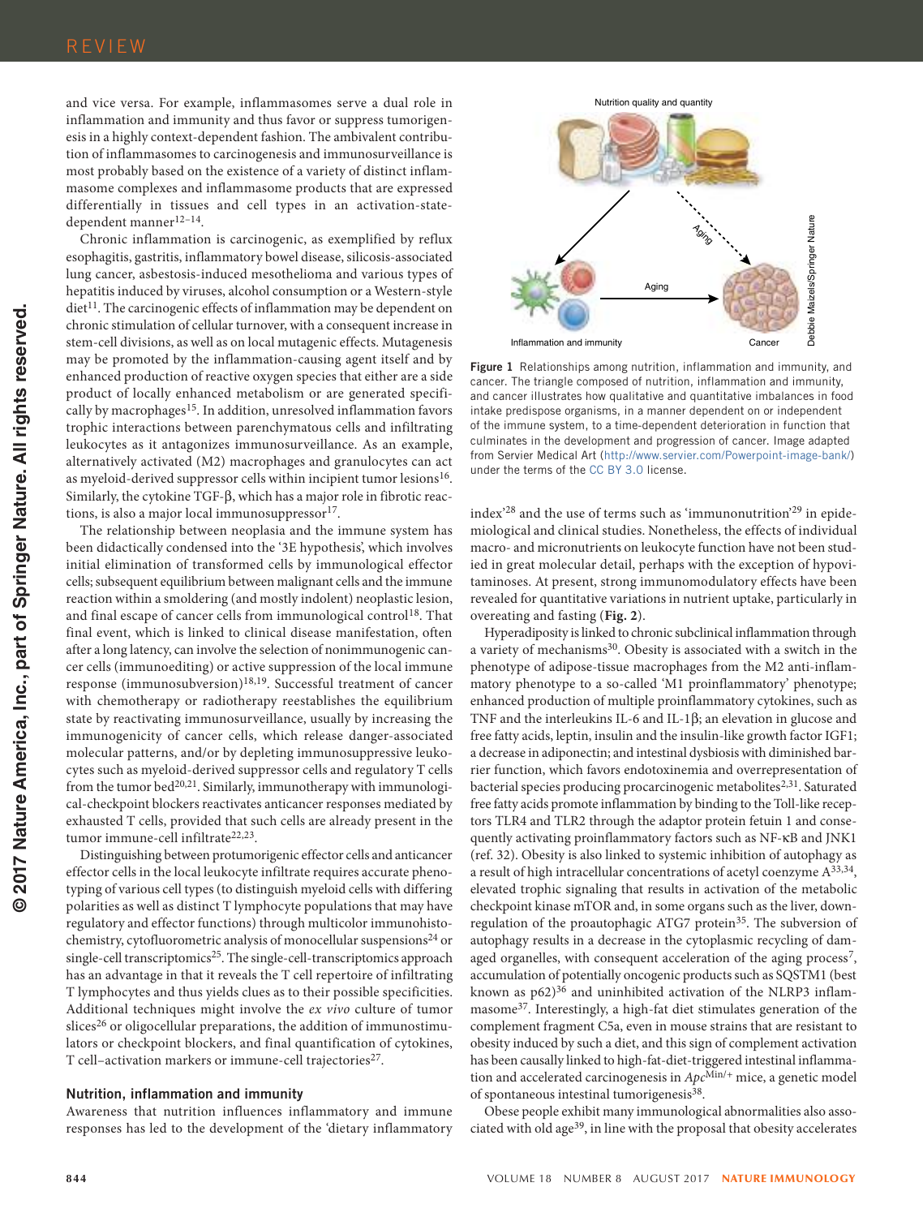and vice versa. For example, inflammasomes serve a dual role in inflammation and immunity and thus favor or suppress tumorigenesis in a highly context-dependent fashion. The ambivalent contribution of inflammasomes to carcinogenesis and immunosurveillance is most probably based on the existence of a variety of distinct inflammasome complexes and inflammasome products that are expressed differentially in tissues and cell types in an activation-state-dependent manner[12–14].

Chronic inflammation is carcinogenic, as exemplified by reflux esophagitis, gastritis, inflammatory bowel disease, silicosis-associated lung cancer, asbestosis-induced mesothelioma and various types of hepatitis induced by viruses, alcohol consumption or a Western-style diet[11]. The carcinogenic effects of inflammation may be dependent on chronic stimulation of cellular turnover, with a consequent increase in stem-cell divisions, as well as on local mutagenic effects. Mutagenesis may be promoted by the inflammation-causing agent itself and by enhanced production of reactive oxygen species that either are a side product of locally enhanced metabolism or are generated specifically by macrophages[15]. In addition, unresolved inflammation favors trophic interactions between parenchymatous cells and infiltrating leukocytes as it antagonizes immunosurveillance. As an example, alternatively activated (M2) macrophages and granulocytes can act as myeloid-derived suppressor cells within incipient tumor lesions[16]. Similarly, the cytokine TGF-β, which has a major role in fibrotic reactions, is also a major local immunosuppressor[17].

The relationship between neoplasia and the immune system has been didactically condensed into the '3E hypothesis', which involves initial elimination of transformed cells by immunological effector cells; subsequent equilibrium between malignant cells and the immune reaction within a smoldering (and mostly indolent) neoplastic lesion, and final escape of cancer cells from immunological control[18]. That final event, which is linked to clinical disease manifestation, often after a long latency, can involve the selection of nonimmunogenic cancer cells (immunoediting) or active suppression of the local immune response (immunosubversion)[18,19]. Successful treatment of cancer with chemotherapy or radiotherapy reestablishes the equilibrium state by reactivating immunosurveillance, usually by increasing the immunogenicity of cancer cells, which release danger-associated molecular patterns, and/or by depleting immunosuppressive leukocytes such as myeloid-derived suppressor cells and regulatory T cells from the tumor bed[20,21]. Similarly, immunotherapy with immunological-checkpoint blockers reactivates anticancer responses mediated by exhausted T cells, provided that such cells are already present in the tumor immune-cell infiltrate[22,23].

Distinguishing between protumorigenic effector cells and anticancer effector cells in the local leukocyte infiltrate requires accurate phenotyping of various cell types (to distinguish myeloid cells with differing polarities as well as distinct T lymphocyte populations that may have regulatory and effector functions) through multicolor immunohistochemistry, cytofluorometric analysis of monocellular suspensions[24] or single-cell transcriptomics[25]. The single-cell-transcriptomics approach has an advantage in that it reveals the T cell repertoire of infiltrating T lymphocytes and thus yields clues as to their possible specificities. Additional techniques might involve the *ex vivo* culture of tumor slices[26] or oligocellular preparations, the addition of immunostimulators or checkpoint blockers, and final quantification of cytokines, T cell–activation markers or immune-cell trajectories[27].

## Nutrition, inflammation and immunity

Awareness that nutrition influences inflammatory and immune responses has led to the development of the 'dietary inflammatory index'[28] and the use of terms such as 'immunonutrition'[29] in epidemiological and clinical studies. Nonetheless, the effects of individual macro- and micronutrients on leukocyte function have not been studied in great molecular detail, perhaps with the exception of hypovitaminoses. At present, strong immunomodulatory effects have been revealed for quantitative variations in nutrient uptake, particularly in overeating and fasting (**Fig. 2**).

**Figure 1** Relationships among nutrition, inflammation and immunity, and cancer. The triangle composed of nutrition, inflammation and immunity, and cancer illustrates how qualitative and quantitative imbalances in food intake predispose organisms, in a manner dependent on or independent of the immune system, to a time-dependent deterioration in function that culminates in the development and progression of cancer. Image adapted from Servier Medical Art (http://www.servier.com/Powerpoint-image-bank/) under the terms of the CC BY 3.0 license.

Hyperadiposity is linked to chronic subclinical inflammation through a variety of mechanisms[30]. Obesity is associated with a switch in the phenotype of adipose-tissue macrophages from the M2 anti-inflammatory phenotype to a so-called 'M1 proinflammatory' phenotype; enhanced production of multiple proinflammatory cytokines, such as TNF and the interleukins IL-6 and IL-1β; an elevation in glucose and free fatty acids, leptin, insulin and the insulin-like growth factor IGF1; a decrease in adiponectin; and intestinal dysbiosis with diminished barrier function, which favors endotoxinemia and overrepresentation of bacterial species producing procarcinogenic metabolites[2,31]. Saturated free fatty acids promote inflammation by binding to the Toll-like receptors TLR4 and TLR2 through the adaptor protein fetuin 1 and consequently activating proinflammatory factors such as NF-κB and JNK1 (ref. 32). Obesity is also linked to systemic inhibition of autophagy as a result of high intracellular concentrations of acetyl coenzyme A[33,34], elevated trophic signaling that results in activation of the metabolic checkpoint kinase mTOR and, in some organs such as the liver, down-regulation of the proautophagic ATG7 protein[35]. The subversion of autophagy results in a decrease in the cytoplasmic recycling of damaged organelles, with consequent acceleration of the aging process[7], accumulation of potentially oncogenic products such as SQSTM1 (best known as p62)[36] and uninhibited activation of the NLRP3 inflammasome[37]. Interestingly, a high-fat diet stimulates generation of the complement fragment C5a, even in mouse strains that are resistant to obesity induced by such a diet, and this sign of complement activation has been causally linked to high-fat-diet-triggered intestinal inflammation and accelerated carcinogenesis in $Apc^{Min/+}$ mice, a genetic model of spontaneous intestinal tumorigenesis[38].

Obese people exhibit many immunological abnormalities also associated with old age[39], in line with the proposal that obesity accelerates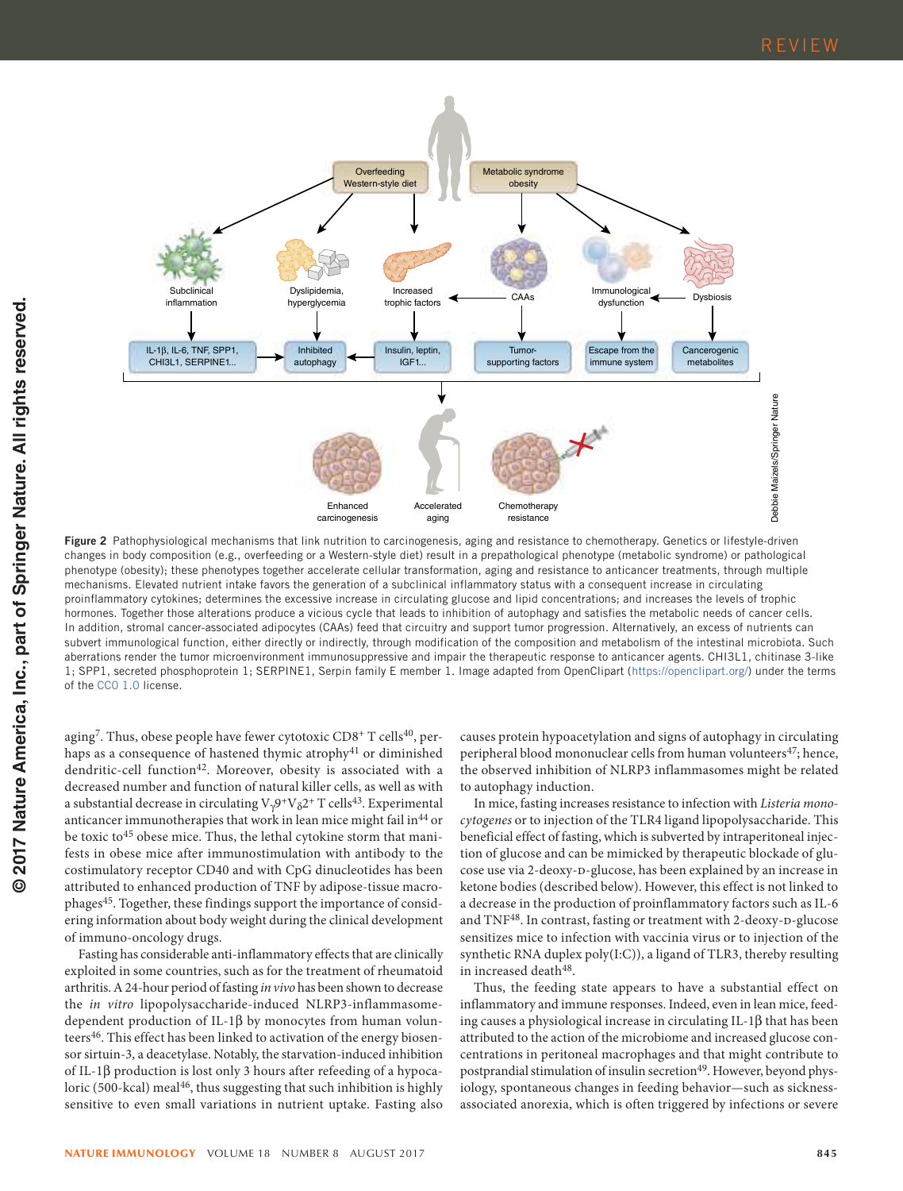**Figure 2** Pathophysiological mechanisms that link nutrition to carcinogenesis, aging and resistance to chemotherapy. Genetics or lifestyle-driven changes in body composition (e.g., overfeeding or a Western-style diet) result in a prepathological phenotype (metabolic syndrome) or pathological phenotype (obesity); these phenotypes together accelerate cellular transformation, aging and resistance to anticancer treatments, through multiple mechanisms. Elevated nutrient intake favors the generation of a subclinical inflammatory status with a consequent increase in circulating proinflammatory cytokines; determines the excessive increase in circulating glucose and lipid concentrations; and increases the levels of trophic hormones. Together those alterations produce a vicious cycle that leads to inhibition of autophagy and satisfies the metabolic needs of cancer cells. In addition, stromal cancer-associated adipocytes (CAAs) feed that circuitry and support tumor progression. Alternatively, an excess of nutrients can subvert immunological function, either directly or indirectly, through modification of the composition and metabolism of the intestinal microbiota. Such aberrations render the tumor microenvironment immunosuppressive and impair the therapeutic response to anticancer agents. CHI3L1, chitinase 3-like 1; SPP1, secreted phosphoprotein 1; SERPINE1, Serpin family E member 1. Image adapted from OpenClipart (https://openclipart.org/) under the terms of the CC0 1.0 license.

aging[7]. Thus, obese people have fewer cytotoxic $CD8^+$ T cells[40], perhaps as a consequence of hastened thymic atrophy[41] or diminished dendritic-cell function[42]. Moreover, obesity is associated with a decreased number and function of natural killer cells, as well as with a substantial decrease in circulating $V_\gamma9^+V_\delta2^+$ T cells[43]. Experimental anticancer immunotherapies that work in lean mice might fail in[44] or be toxic to[45] obese mice. Thus, the lethal cytokine storm that manifests in obese mice after immunostimulation with antibody to the costimulatory receptor CD40 and with CpG dinucleotides has been attributed to enhanced production of TNF by adipose-tissue macrophages[45]. Together, these findings support the importance of considering information about body weight during the clinical development of immuno-oncology drugs.

Fasting has considerable anti-inflammatory effects that are clinically exploited in some countries, such as for the treatment of rheumatoid arthritis. A 24-hour period of fasting *in vivo* has been shown to decrease the *in vitro* lipopolysaccharide-induced NLRP3-inflammasome-dependent production of IL-1β by monocytes from human volunteers[46]. This effect has been linked to activation of the energy biosensor sirtuin-3, a deacetylase. Notably, the starvation-induced inhibition of IL-1β production is lost only 3 hours after refeeding of a hypocaloric (500-kcal) meal[46], thus suggesting that such inhibition is highly sensitive to even small variations in nutrient uptake. Fasting also causes protein hypoacetylation and signs of autophagy in circulating peripheral blood mononuclear cells from human volunteers[47]; hence, the observed inhibition of NLRP3 inflammasomes might be related to autophagy induction.

In mice, fasting increases resistance to infection with *Listeria monocytogenes* or to injection of the TLR4 ligand lipopolysaccharide. This beneficial effect of fasting, which is subverted by intraperitoneal injection of glucose and can be mimicked by therapeutic blockade of glucose use via 2-deoxy-D-glucose, has been explained by an increase in ketone bodies (described below). However, this effect is not linked to a decrease in the production of proinflammatory factors such as IL-6 and TNF[48]. In contrast, fasting or treatment with 2-deoxy-D-glucose sensitizes mice to infection with vaccinia virus or to injection of the synthetic RNA duplex poly(I:C)), a ligand of TLR3, thereby resulting in increased death[48].

Thus, the feeding state appears to have a substantial effect on inflammatory and immune responses. Indeed, even in lean mice, feeding causes a physiological increase in circulating IL-1β that has been attributed to the action of the microbiome and increased glucose concentrations in peritoneal macrophages and that might contribute to postprandial stimulation of insulin secretion[49]. However, beyond physiology, spontaneous changes in feeding behavior—such as sickness-associated anorexia, which is often triggered by infections or severe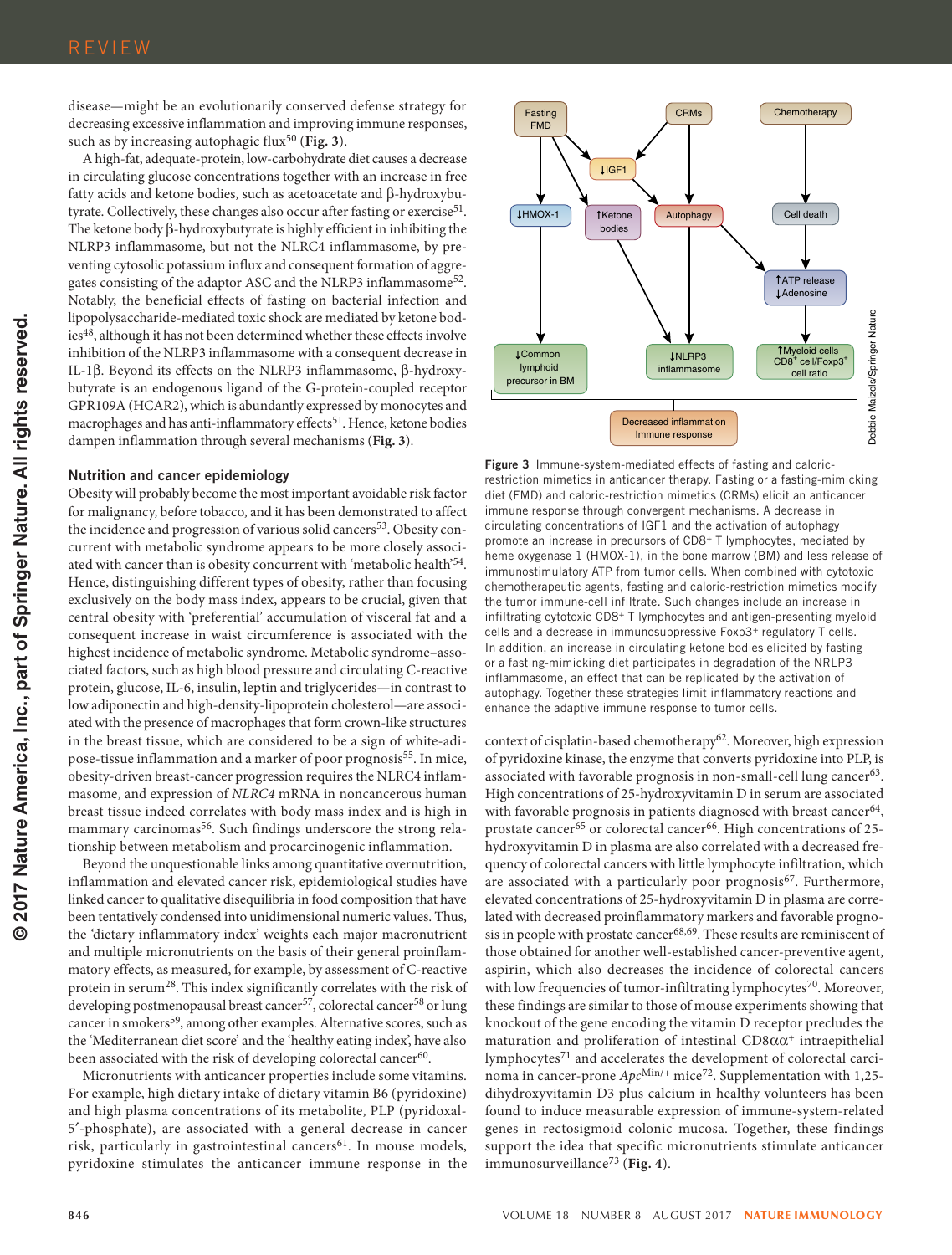disease—might be an evolutionarily conserved defense strategy for decreasing excessive inflammation and improving immune responses, such as by increasing autophagic flux[50] (**Fig. 3**).

A high-fat, adequate-protein, low-carbohydrate diet causes a decrease in circulating glucose concentrations together with an increase in free fatty acids and ketone bodies, such as acetoacetate and β-hydroxybutyrate. Collectively, these changes also occur after fasting or exercise[51]. The ketone body β-hydroxybutyrate is highly efficient in inhibiting the NLRP3 inflammasome, but not the NLRC4 inflammasome, by preventing cytosolic potassium influx and consequent formation of aggregates consisting of the adaptor ASC and the NLRP3 inflammasome[52]. Notably, the beneficial effects of fasting on bacterial infection and lipopolysaccharide-mediated toxic shock are mediated by ketone bodies[48], although it has not been determined whether these effects involve inhibition of the NLRP3 inflammasome with a consequent decrease in IL-1β. Beyond its effects on the NLRP3 inflammasome, β-hydroxybutyrate is an endogenous ligand of the G-protein-coupled receptor GPR109A (HCAR2), which is abundantly expressed by monocytes and macrophages and has anti-inflammatory effects[51]. Hence, ketone bodies dampen inflammation through several mechanisms (**Fig. 3**).

### Nutrition and cancer epidemiology

Obesity will probably become the most important avoidable risk factor for malignancy, before tobacco, and it has been demonstrated to affect the incidence and progression of various solid cancers[53]. Obesity concurrent with metabolic syndrome appears to be more closely associated with cancer than is obesity concurrent with 'metabolic health'[54]. Hence, distinguishing different types of obesity, rather than focusing exclusively on the body mass index, appears to be crucial, given that central obesity with 'preferential' accumulation of visceral fat and a consequent increase in waist circumference is associated with the highest incidence of metabolic syndrome. Metabolic syndrome–associated factors, such as high blood pressure and circulating C-reactive protein, glucose, IL-6, insulin, leptin and triglycerides—in contrast to low adiponectin and high-density-lipoprotein cholesterol—are associated with the presence of macrophages that form crown-like structures in the breast tissue, which are considered to be a sign of white-adipose-tissue inflammation and a marker of poor prognosis[55]. In mice, obesity-driven breast-cancer progression requires the NLRC4 inflammasome, and expression of *NLRC4* mRNA in noncancerous human breast tissue indeed correlates with body mass index and is high in mammary carcinomas[56]. Such findings underscore the strong relationship between metabolism and procarcinogenic inflammation.

Beyond the unquestionable links among quantitative overnutrition, inflammation and elevated cancer risk, epidemiological studies have linked cancer to qualitative disequilibria in food composition that have been tentatively condensed into unidimensional numeric values. Thus, the 'dietary inflammatory index' weights each major macronutrient and multiple micronutrients on the basis of their general proinflammatory effects, as measured, for example, by assessment of C-reactive protein in serum[28]. This index significantly correlates with the risk of developing postmenopausal breast cancer[57], colorectal cancer[58] or lung cancer in smokers[59], among other examples. Alternative scores, such as the 'Mediterranean diet score' and the 'healthy eating index', have also been associated with the risk of developing colorectal cancer[60].

Micronutrients with anticancer properties include some vitamins. For example, high dietary intake of dietary vitamin B6 (pyridoxine) and high plasma concentrations of its metabolite, PLP (pyridoxal-5′-phosphate), are associated with a general decrease in cancer risk, particularly in gastrointestinal cancers[61]. In mouse models, pyridoxine stimulates the anticancer immune response in the context of cisplatin-based chemotherapy[62]. Moreover, high expression of pyridoxine kinase, the enzyme that converts pyridoxine into PLP, is associated with favorable prognosis in non-small-cell lung cancer[63]. High concentrations of 25-hydroxyvitamin D in serum are associated with favorable prognosis in patients diagnosed with breast cancer[64], prostate cancer[65] or colorectal cancer[66]. High concentrations of 25-hydroxyvitamin D in plasma are also correlated with a decreased frequency of colorectal cancers with little lymphocyte infiltration, which are associated with a particularly poor prognosis[67]. Furthermore, elevated concentrations of 25-hydroxyvitamin D in plasma are correlated with decreased proinflammatory markers and favorable prognosis in people with prostate cancer[68,69]. These results are reminiscent of those obtained for another well-established cancer-preventive agent, aspirin, which also decreases the incidence of colorectal cancers with low frequencies of tumor-infiltrating lymphocytes[70]. Moreover, these findings are similar to those of mouse experiments showing that knockout of the gene encoding the vitamin D receptor precludes the maturation and proliferation of intestinal CD8αα$^{+}$ intraepithelial lymphocytes[71] and accelerates the development of colorectal carcinoma in cancer-prone *Apc*$^{Min/+}$ mice[72]. Supplementation with 1,25-dihydroxyvitamin D3 plus calcium in healthy volunteers has been found to induce measurable expression of immune-system-related genes in rectosigmoid colonic mucosa. Together, these findings support the idea that specific micronutrients stimulate anticancer immunosurveillance[73] (**Fig. 4**).

Figure 3 Immune-system-mediated effects of fasting and caloric-restriction mimetics in anticancer therapy. Fasting or a fasting-mimicking diet (FMD) and caloric-restriction mimetics (CRMs) elicit an anticancer immune response through convergent mechanisms. A decrease in circulating concentrations of IGF1 and the activation of autophagy promote an increase in precursors of CD8$^{+}$ T lymphocytes, mediated by heme oxygenase 1 (HMOX-1), in the bone marrow (BM) and less release of immunostimulatory ATP from tumor cells. When combined with cytotoxic chemotherapeutic agents, fasting and caloric-restriction mimetics modify the tumor immune-cell infiltrate. Such changes include an increase in infiltrating cytotoxic CD8$^{+}$ T lymphocytes and antigen-presenting myeloid cells and a decrease in immunosuppressive Foxp3$^{+}$ regulatory T cells. In addition, an increase in circulating ketone bodies elicited by fasting or a fasting-mimicking diet participates in degradation of the NRLP3 inflammasome, an effect that can be replicated by the activation of autophagy. Together these strategies limit inflammatory reactions and enhance the adaptive immune response to tumor cells.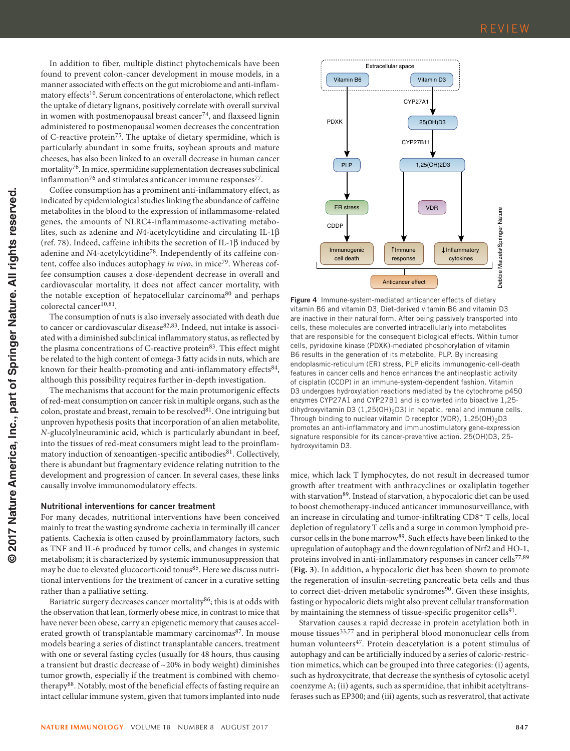In addition to fiber, multiple distinct phytochemicals have been found to prevent colon-cancer development in mouse models, in a manner associated with effects on the gut microbiome and anti-inflammatory effects[10]. Serum concentrations of enterolactone, which reflect the uptake of dietary lignans, positively correlate with overall survival in women with postmenopausal breast cancer[74], and flaxseed lignin administered to postmenopausal women decreases the concentration of C-reactive protein[75]. The uptake of dietary spermidine, which is particularly abundant in some fruits, soybean sprouts and mature cheeses, has also been linked to an overall decrease in human cancer mortality[76]. In mice, spermidine supplementation decreases subclinical inflammation[76] and stimulates anticancer immune responses[77].

Coffee consumption has a prominent anti-inflammatory effect, as indicated by epidemiological studies linking the abundance of caffeine metabolites in the blood to the expression of inflammasome-related genes, the amounts of NLRC4-inflammasome-activating metabolites, such as adenine and *N*4-acetylcytidine and circulating IL-1β (ref. 78). Indeed, caffeine inhibits the secretion of IL-1β induced by adenine and *N*4-acetylcytidine[78]. Independently of its caffeine content, coffee also induces autophagy *in vivo*, in mice[79]. Whereas coffee consumption causes a dose-dependent decrease in overall and cardiovascular mortality, it does not affect cancer mortality, with the notable exception of hepatocellular carcinoma[80] and perhaps colorectal cancer[10,81].

The consumption of nuts is also inversely associated with death due to cancer or cardiovascular disease[82,83]. Indeed, nut intake is associated with a diminished subclinical inflammatory status, as reflected by the plasma concentrations of C-reactive protein[83]. This effect might be related to the high content of omega-3 fatty acids in nuts, which are known for their health-promoting and anti-inflammatory effects[84], although this possibility requires further in-depth investigation.

The mechanisms that account for the main protumorigenic effects of red-meat consumption on cancer risk in multiple organs, such as the colon, prostate and breast, remain to be resolved[81]. One intriguing but unproven hypothesis posits that incorporation of an alien metabolite, *N*-glucolylneuraminic acid, which is particularly abundant in beef, into the tissues of red-meat consumers might lead to the proinflammatory induction of xenoantigen-specific antibodies[81]. Collectively, there is abundant but fragmentary evidence relating nutrition to the development and progression of cancer. In several cases, these links causally involve immunomodulatory effects.

### Nutritional interventions for cancer treatment

For many decades, nutritional interventions have been conceived mainly to treat the wasting syndrome cachexia in terminally ill cancer patients. Cachexia is often caused by proinflammatory factors, such as TNF and IL-6 produced by tumor cells, and changes in systemic metabolism; it is characterized by systemic immunosuppression that may be due to elevated glucocorticoid tonus[85]. Here we discuss nutritional interventions for the treatment of cancer in a curative setting rather than a palliative setting.

Bariatric surgery decreases cancer mortality[86]; this is at odds with the observation that lean, formerly obese mice, in contrast to mice that have never been obese, carry an epigenetic memory that causes accelerated growth of transplantable mammary carcinomas[87]. In mouse models bearing a series of distinct transplantable cancers, treatment with one or several fasting cycles (usually for 48 hours, thus causing a transient but drastic decrease of ~20% in body weight) diminishes tumor growth, especially if the treatment is combined with chemotherapy[88]. Notably, most of the beneficial effects of fasting require an intact cellular immune system, given that tumors implanted into nude mice, which lack T lymphocytes, do not result in decreased tumor growth after treatment with anthracyclines or oxaliplatin together with starvation[89]. Instead of starvation, a hypocaloric diet can be used to boost chemotherapy-induced anticancer immunosurveillance, with an increase in circulating and tumor-infiltrating $CD8^+$ T cells, local depletion of regulatory T cells and a surge in common lymphoid precursor cells in the bone marrow[89]. Such effects have been linked to the upregulation of autophagy and the downregulation of Nrf2 and HO-1, proteins involved in anti-inflammatory responses in cancer cells[77,89] (**Fig. 3**). In addition, a hypocaloric diet has been shown to promote the regeneration of insulin-secreting pancreatic beta cells and thus to correct diet-driven metabolic syndromes[90]. Given these insights, fasting or hypocaloric diets might also prevent cellular transformation by maintaining the stemness of tissue-specific progenitor cells[91].

Starvation causes a rapid decrease in protein acetylation both in mouse tissues[33,77] and in peripheral blood mononuclear cells from human volunteers[47]. Protein deacetylation is a potent stimulus of autophagy and can be artificially induced by a series of caloric-restriction mimetics, which can be grouped into three categories: (i) agents, such as hydroxycitrate, that decrease the synthesis of cytosolic acetyl coenzyme A; (ii) agents, such as spermidine, that inhibit acetyltransferases such as EP300; and (iii) agents, such as resveratrol, that activate

**Figure 4** Immune-system-mediated anticancer effects of dietary vitamin B6 and vitamin D3. Diet-derived vitamin B6 and vitamin D3 are inactive in their natural form. After being passively transported into cells, these molecules are converted intracellularly into metabolites that are responsible for the consequent biological effects. Within tumor cells, pyridoxine kinase (PDXK)-mediated phosphorylation of vitamin B6 results in the generation of its metabolite, PLP. By increasing endoplasmic-reticulum (ER) stress, PLP elicits immunogenic-cell-death features in cancer cells and hence enhances the antineoplastic activity of cisplatin (CCDP) in an immune-system-dependent fashion. Vitamin D3 undergoes hydroxylation reactions mediated by the cytochrome p450 enzymes CYP27A1 and CYP27B1 and is converted into bioactive 1,25-dihydroxyvitamin D3 (1,25(OH)$_2$D3) in hepatic, renal and immune cells. Through binding to nuclear vitamin D receptor (VDR), 1,25(OH)$_2$D3 promotes an anti-inflammatory and immunostimulatory gene-expression signature responsible for its cancer-preventive action. 25(OH)D3, 25-hydroxyvitamin D3.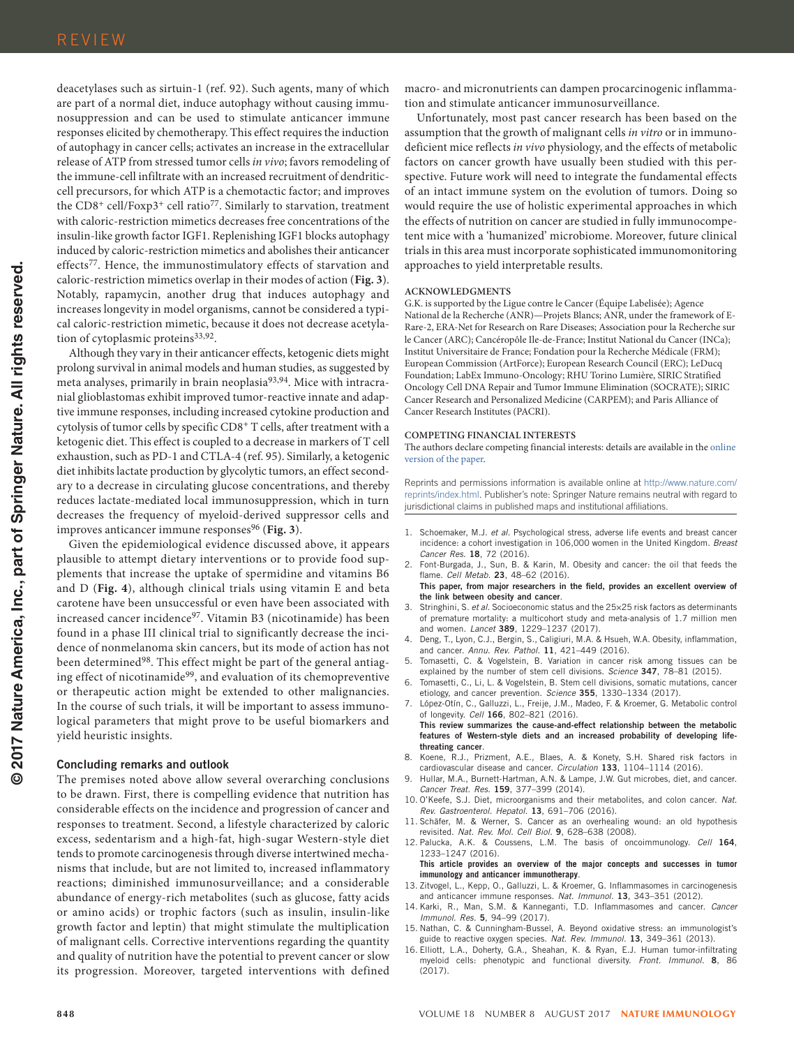deacetylases such as sirtuin-1 (ref. 92). Such agents, many of which are part of a normal diet, induce autophagy without causing immunosuppression and can be used to stimulate anticancer immune responses elicited by chemotherapy. This effect requires the induction of autophagy in cancer cells; activates an increase in the extracellular release of ATP from stressed tumor cells *in vivo*; favors remodeling of the immune-cell infiltrate with an increased recruitment of dendritic-cell precursors, for which ATP is a chemotactic factor; and improves the CD8$^+$ cell/Foxp3$^+$ cell ratio[77]. Similarly to starvation, treatment with caloric-restriction mimetics decreases free concentrations of the insulin-like growth factor IGF1. Replenishing IGF1 blocks autophagy induced by caloric-restriction mimetics and abolishes their anticancer effects[77]. Hence, the immunostimulatory effects of starvation and caloric-restriction mimetics overlap in their modes of action (**Fig. 3**). Notably, rapamycin, another drug that induces autophagy and increases longevity in model organisms, cannot be considered a typical caloric-restriction mimetic, because it does not decrease acetylation of cytoplasmic proteins[33,92].

Although they vary in their anticancer effects, ketogenic diets might prolong survival in animal models and human studies, as suggested by meta analyses, primarily in brain neoplasia[93,94]. Mice with intracranial glioblastomas exhibit improved tumor-reactive innate and adaptive immune responses, including increased cytokine production and cytolysis of tumor cells by specific CD8$^+$ T cells, after treatment with a ketogenic diet. This effect is coupled to a decrease in markers of T cell exhaustion, such as PD-1 and CTLA-4 (ref. 95). Similarly, a ketogenic diet inhibits lactate production by glycolytic tumors, an effect secondary to a decrease in circulating glucose concentrations, and thereby reduces lactate-mediated local immunosuppression, which in turn decreases the frequency of myeloid-derived suppressor cells and improves anticancer immune responses[96] (**Fig. 3**).

Given the epidemiological evidence discussed above, it appears plausible to attempt dietary interventions or to provide food supplements that increase the uptake of spermidine and vitamins B6 and D (**Fig. 4**), although clinical trials using vitamin E and beta carotene have been unsuccessful or even have been associated with increased cancer incidence[97]. Vitamin B3 (nicotinamide) has been found in a phase III clinical trial to significantly decrease the incidence of nonmelanoma skin cancers, but its mode of action has not been determined[98]. This effect might be part of the general antiaging effect of nicotinamide[99], and evaluation of its chemopreventive or therapeutic action might be extended to other malignancies. In the course of such trials, it will be important to assess immunological parameters that might prove to be useful biomarkers and yield heuristic insights.

## Concluding remarks and outlook

The premises noted above allow several overarching conclusions to be drawn. First, there is compelling evidence that nutrition has considerable effects on the incidence and progression of cancer and responses to treatment. Second, a lifestyle characterized by caloric excess, sedentarism and a high-fat, high-sugar Western-style diet tends to promote carcinogenesis through diverse intertwined mechanisms that include, but are not limited to, increased inflammatory reactions; diminished immunosurveillance; and a considerable abundance of energy-rich metabolites (such as glucose, fatty acids or amino acids) or trophic factors (such as insulin, insulin-like growth factor and leptin) that might stimulate the multiplication of malignant cells. Corrective interventions regarding the quantity and quality of nutrition have the potential to prevent cancer or slow its progression. Moreover, targeted interventions with defined macro- and micronutrients can dampen procarcinogenic inflammation and stimulate anticancer immunosurveillance.

Unfortunately, most past cancer research has been based on the assumption that the growth of malignant cells *in vitro* or in immunodeficient mice reflects *in vivo* physiology, and the effects of metabolic factors on cancer growth have usually been studied with this perspective. Future work will need to integrate the fundamental effects of an intact immune system on the evolution of tumors. Doing so would require the use of holistic experimental approaches in which the effects of nutrition on cancer are studied in fully immunocompetent mice with a 'humanized' microbiome. Moreover, future clinical trials in this area must incorporate sophisticated immunomonitoring approaches to yield interpretable results.

### ACKNOWLEDGMENTS

G.K. is supported by the Ligue contre le Cancer (Équipe Labelisée); Agence National de la Recherche (ANR)—Projets Blancs; ANR, under the framework of E-Rare-2, ERA-Net for Research on Rare Diseases; Association pour la Recherche sur le Cancer (ARC); Cancéropôle Ile-de-France; Institut National du Cancer (INCa); Institut Universitaire de France; Fondation pour la Recherche Médicale (FRM); European Commission (ArtForce); European Research Council (ERC); LeDucq Foundation; LabEx Immuno-Oncology; RHU Torino Lumière, SIRIC Stratified Oncology Cell DNA Repair and Tumor Immune Elimination (SOCRATE); SIRIC Cancer Research and Personalized Medicine (CARPEM); and Paris Alliance of Cancer Research Institutes (PACRI).

### COMPETING FINANCIAL INTERESTS

The authors declare competing financial interests: details are available in the online version of the paper.

Reprints and permissions information is available online at http://www.nature.com/reprints/index.html. Publisher's note: Springer Nature remains neutral with regard to jurisdictional claims in published maps and institutional affiliations.

1. Schoemaker, M.J. *et al.* Psychological stress, adverse life events and breast cancer incidence: a cohort investigation in 106,000 women in the United Kingdom. *Breast Cancer Res.* **18**, 72 (2016).
2. Font-Burgada, J., Sun, B. & Karin, M. Obesity and cancer: the oil that feeds the flame. *Cell Metab.* **23**, 48–62 (2016).
   **This paper, from major researchers in the field, provides an excellent overview of the link between obesity and cancer.**
3. Stringhini, S. *et al.* Socioeconomic status and the 25×25 risk factors as determinants of premature mortality: a multicohort study and meta-analysis of 1.7 million men and women. *Lancet* **389**, 1229–1237 (2017).
4. Deng, T., Lyon, C.J., Bergin, S., Caligiuri, M.A. & Hsueh, W.A. Obesity, inflammation, and cancer. *Annu. Rev. Pathol.* **11**, 421–449 (2016).
5. Tomasetti, C. & Vogelstein, B. Variation in cancer risk among tissues can be explained by the number of stem cell divisions. *Science* **347**, 78–81 (2015).
6. Tomasetti, C., Li, L. & Vogelstein, B. Stem cell divisions, somatic mutations, cancer etiology, and cancer prevention. *Science* **355**, 1330–1334 (2017).
7. López-Otín, C., Galluzzi, L., Freije, J.M., Madeo, F. & Kroemer, G. Metabolic control of longevity. *Cell* **166**, 802–821 (2016).
   **This review summarizes the cause-and-effect relationship between the metabolic features of Western-style diets and an increased probability of developing life-threating cancer.**
8. Koene, R.J., Prizment, A.E., Blaes, A. & Konety, S.H. Shared risk factors in cardiovascular disease and cancer. *Circulation* **133**, 1104–1114 (2016).
9. Hullar, M.A., Burnett-Hartman, A.N. & Lampe, J.W. Gut microbes, diet, and cancer. *Cancer Treat. Res.* **159**, 377–399 (2014).
10. O'Keefe, S.J. Diet, microorganisms and their metabolites, and colon cancer. *Nat. Rev. Gastroenterol. Hepatol.* **13**, 691–706 (2016).
11. Schäfer, M. & Werner, S. Cancer as an overhealing wound: an old hypothesis revisited. *Nat. Rev. Mol. Cell Biol.* **9**, 628–638 (2008).
12. Palucka, A.K. & Coussens, L.M. The basis of oncoimmunology. *Cell* **164**, 1233–1247 (2016).
    **This article provides an overview of the major concepts and successes in tumor immunology and anticancer immunotherapy.**
13. Zitvogel, L., Kepp, O., Galluzzi, L. & Kroemer, G. Inflammasomes in carcinogenesis and anticancer immune responses. *Nat. Immunol.* **13**, 343–351 (2012).
14. Karki, R., Man, S.M. & Kanneganti, T.D. Inflammasomes and cancer. *Cancer Immunol. Res.* **5**, 94–99 (2017).
15. Nathan, C. & Cunningham-Bussel, A. Beyond oxidative stress: an immunologist's guide to reactive oxygen species. *Nat. Rev. Immunol.* **13**, 349–361 (2013).
16. Elliott, L.A., Doherty, G.A., Sheahan, K. & Ryan, E.J. Human tumor-infiltrating myeloid cells: phenotypic and functional diversity. *Front. Immunol.* **8**, 86 (2017).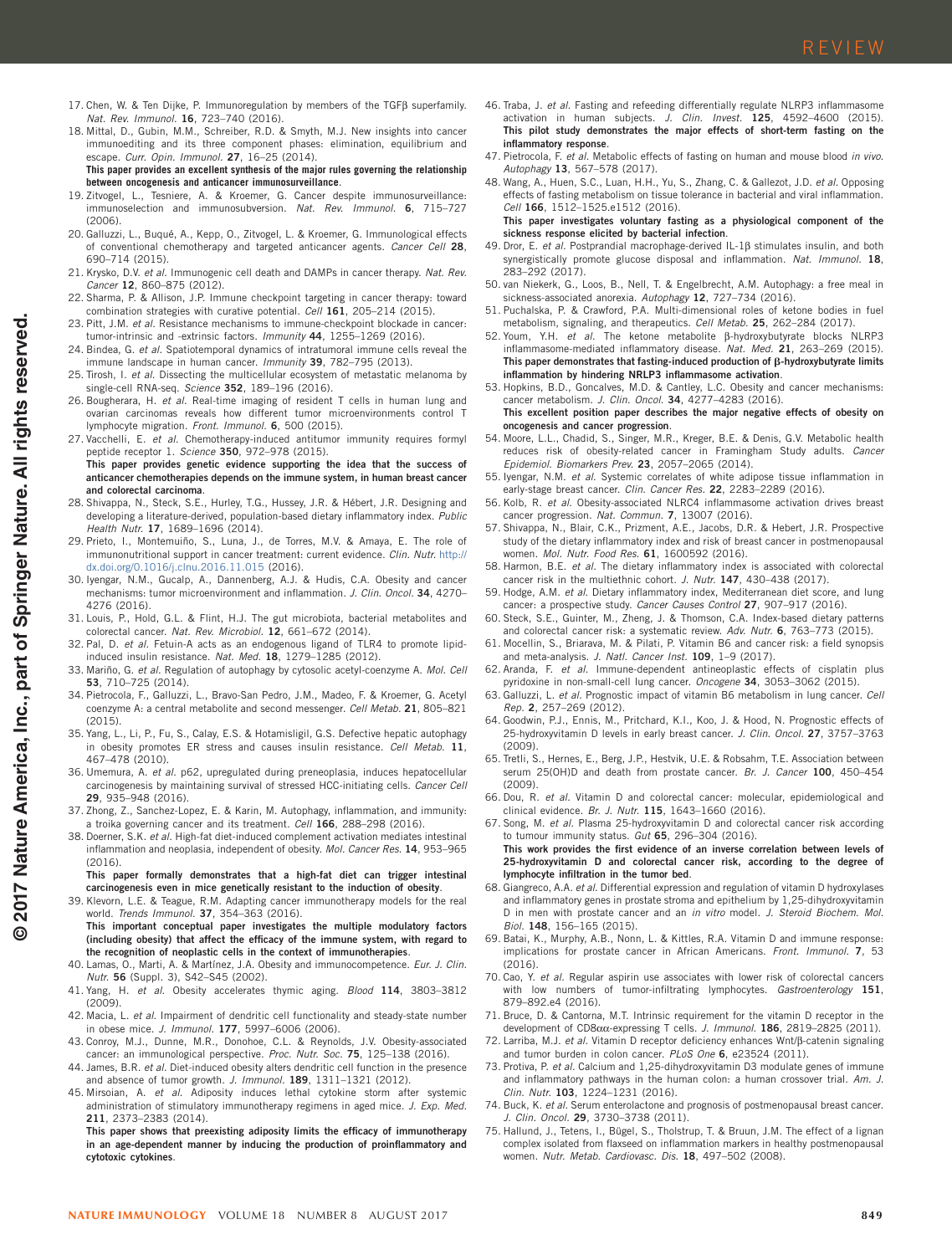17. Chen, W. & Ten Dijke, P. Immunoregulation by members of the TGFβ superfamily. *Nat. Rev. Immunol.* **16**, 723–740 (2016).
18. Mittal, D., Gubin, M.M., Schreiber, R.D. & Smyth, M.J. New insights into cancer immunoediting and its three component phases: elimination, equilibrium and escape. *Curr. Opin. Immunol.* **27**, 16–25 (2014).
**This paper provides an excellent synthesis of the rules governing the relationship between oncogenesis and anticancer immunosurveillance.**
19. Zitvogel, L., Tesniere, A. and Kroemer, G. Cancer despite immunosurveillance: immunoselection and immunosubversion. *Nat. Rev. Immunol.* **6**, 715–727 (2006).
20. Galluzzi, L., Buqué, A., Kepp, O., Zitvogel, L. & Kroemer, G. Immunological effects of conventional chemotherapy and targeted anticancer agents. *Cancer Cell* **28**, 690–714 (2015).
21. Krysko, D.V. *et al.* Immunogenic cell death and DAMPs in cancer therapy. *Nat. Rev. Cancer* **12**, 860–875 (2012).
22. Sharma, P. & Allison, J.P. Immune checkpoint targeting in cancer therapy: toward combination strategies with curative potential. *Cell* **161**, 205–214 (2015).
23. Pitt, J.M. *et al.* Resistance mechanisms to immune-checkpoint blockade in cancer: tumor-intrinsic and -extrinsic factors. *Immunity* **44**, 1255–1269 (2016).
24. Bindea, G. *et al.* Spatiotemporal dynamics of intratumoral immune cells reveal the immune landscape in human cancer. *Immunity* **39**, 782–795 (2013).
25. Tirosh, I. *et al.* Dissecting the multicellular ecosystem of metastatic melanoma by single-cell RNA-seq. *Science* **352**, 189–196 (2016).
26. Bougherara, H. *et al.* Real-time imaging of resident T cells in human lung and ovarian carcinomas reveals how different tumor microenvironments control T lymphocyte migration. *Front. Immunol.* **6**, 500 (2015).
27. Vacchelli, E. *et al.* Chemotherapy-induced antitumor immunity requires formyl peptide receptor 1. *Science* **350**, 972–978 (2015).
**This paper provides genetic evidence supporting the idea that the success of anticancer chemotherapies depends on the immune system, in human breast cancer and colorectal carcinoma.**
28. Shivappa, N., Steck, S.E., Hurley, T.G., Hussey, J.R. & Hébert, J.R. Designing and developing a literature-derived, population-based dietary inflammatory index. *Public Health Nutr.* **17**, 1689–1696 (2014).
29. Prieto, I., Montemuiño, S., Luna, J., de Torres, M.V. & Amaya, E. The role of immunonutritional support in cancer treatment: current evidence. *Clin. Nutr.* http://dx.doi.org/0.1016/j.clnu.2016.11.015 (2016).
30. Iyengar, N.M., Gucalp, A., Dannenberg, A.J. & Hudis, C.A. Obesity and cancer mechanisms: tumor microenvironment and inflammation. *J. Clin. Oncol.* **34**, 4270–4276 (2016).
31. Louis, P., Hold, G.L. & Flint, H.J. The gut microbiota, bacterial metabolites and colorectal cancer. *Nat. Rev. Microbiol.* **12**, 661–672 (2014).
32. Pal, D. *et al.* Fetuin-A acts as an endogenous ligand of TLR4 to promote lipid-induced insulin resistance. *Nat. Med.* **18**, 1279–1285 (2012).
33. Mariño, G. *et al.* Regulation of autophagy by cytosolic acetyl-coenzyme A. *Mol. Cell* **53**, 710–725 (2014).
34. Pietrocola, F., Galluzzi, L., Bravo-San Pedro, J.M., Madeo, F. & Kroemer, G. Acetyl coenzyme A: a central metabolite and second messenger. *Cell Metab.* **21**, 805–821 (2015).
35. Yang, L., Li, P., Fu, S., Calay, E.S. & Hotamisligil, G.S. Defective hepatic autophagy in obesity promotes ER stress and causes insulin resistance. *Cell Metab.* **11**, 467–478 (2010).
36. Umemura, A. *et al.* p62, upregulated during preneoplasia, induces hepatocellular carcinogenesis by maintaining survival of stressed HCC-initiating cells. *Cancer Cell* **29**, 935–948 (2016).
37. Zhong, Z., Sanchez-Lopez, E. & Karin, M. Autophagy, inflammation, and immunity: a troika governing cancer and its treatment. *Cell* **166**, 288–298 (2016).
38. Doerner, S.K. *et al.* High-fat diet-induced complement activation mediates intestinal inflammation and neoplasia, independent of obesity. *Mol. Cancer Res.* **14**, 953–965 (2016).
**This paper formally demonstrates that a high-fat diet can trigger intestinal carcinogenesis even in mice genetically resistant to the induction of obesity.**
39. Klevorn, L.E. & Teague, R.M. Adapting cancer immunotherapy models for the real world. *Trends Immunol.* **37**, 354–363 (2016).
**This important conceptual paper investigates the multiple modulatory factors (including obesity) that affect the efficacy of the immune system, with regard to the recognition of neoplastic cells in the context of immunotherapies.**
40. Lamas, O., Marti, A. & Martínez, J.A. Obesity and immunocompetence. *Eur. J. Clin. Nutr.* **56** (Suppl. 3), S42–S45 (2002).
41. Yang, H. *et al.* Obesity accelerates thymic aging. *Blood* **114**, 3803–3812 (2009).
42. Macia, L. *et al.* Impairment of dendritic cell functionality and steady-state number in obese mice. *J. Immunol.* **177**, 5997–6006 (2006).
43. Conroy, M.J., Dunne, M.R., Donohoe, C.L. & Reynolds, J.V. Obesity-associated cancer: an immunological perspective. *Proc. Nutr. Soc.* **75**, 125–138 (2016).
44. James, B.R. *et al.* Diet-induced obesity alters dendritic cell function in the presence and absence of tumor growth. *J. Immunol.* **189**, 1311–1321 (2012).
45. Mirsoian, A. *et al.* Adiposity induces lethal cytokine storm after systemic administration of stimulatory immunotherapy regimens in aged mice. *J. Exp. Med.* **211**, 2373–2383 (2014).
**This paper shows that preexisting adiposity limits the efficacy of immunotherapy in an age-dependent manner by inducing the production of proinflammatory and cytotoxic cytokines.**
46. Traba, J. *et al.* Fasting and refeeding differentially regulate NLRP3 inflammasome activation in human subjects. *J. Clin. Invest.* **125**, 4592–4600 (2015).
**This pilot study demonstrates the major effects of short-term fasting on the inflammatory response.**
47. Pietrocola, F. *et al.* Metabolic effects of fasting on human and mouse blood *in vivo*. *Autophagy* **13**, 567–578 (2017).
48. Wang, A., Huen, S.C., Luan, H.H., Yu, S., Zhang, C. & Gallezot, J.D. *et al.* Opposing effects of fasting metabolism on tissue tolerance in bacterial and viral inflammation. *Cell* **166**, 1512–1525.e1512 (2016).
**This paper investigates voluntary fasting as a physiological component of the sickness response elicited by bacterial infection.**
49. Dror, E. *et al.* Postprandial macrophage-derived IL-1β stimulates insulin, and both synergistically promote glucose disposal and inflammation. *Nat. Immunol.* **18**, 283–292 (2017).
50. van Niekerk, G., Loos, B., Nell, T. & Engelbrecht, A.M. Autophagy: a free meal in sickness-associated anorexia. *Autophagy* **12**, 727–734 (2016).
51. Puchalska, P. & Crawford, P.A. Multi-dimensional roles of ketone bodies in fuel metabolism, signaling, and therapeutics. *Cell Metab.* **25**, 262–284 (2017).
52. Youm, Y.H. *et al.* The ketone metabolite β-hydroxybutyrate blocks NLRP3 inflammasome-mediated inflammatory disease. *Nat. Med.* **21**, 263–269 (2015).
**This paper demonstrates that fasting-induced production of β-hydroxybutyrate limits inflammation by hindering NRLP3 inflammasome activation.**
53. Hopkins, B.D., Goncalves, M.D. & Cantley, L.C. Obesity and cancer mechanisms: cancer metabolism. *J. Clin. Oncol.* **34**, 4277–4283 (2016).
**This excellent position paper describes the major negative effects of obesity on oncogenesis and cancer progression.**
54. Moore, L.L., Chadid, S., Singer, M.R., Kreger, B.E. & Denis, G.V. Metabolic health reduces risk of obesity-related cancer in Framingham Study adults. *Cancer Epidemiol. Biomarkers Prev.* **23**, 2057–2065 (2014).
55. Iyengar, N.M. *et al.* Systemic correlates of white adipose tissue inflammation in early-stage breast cancer. *Clin. Cancer Res.* **22**, 2283–2289 (2016).
56. Kolb, R. *et al.* Obesity-associated NLRC4 inflammasome activation drives breast cancer progression. *Nat. Commun.* **7**, 13007 (2016).
57. Shivappa, N., Blair, C.K., Prizment, A.E., Jacobs, D.R. & Hebert, J.R. Prospective study of the dietary inflammatory index and risk of breast cancer in postmenopausal women. *Mol. Nutr. Food Res.* **61**, 1600592 (2016).
58. Harmon, B.E. *et al.* The dietary inflammatory index is associated with colorectal cancer risk in the multiethnic cohort. *J. Nutr.* **147**, 430–438 (2017).
59. Hodge, A.M. *et al.* Dietary inflammatory index, Mediterranean diet score, and lung cancer: a prospective study. *Cancer Causes Control* **27**, 907–917 (2016).
60. Steck, S.E., Guinter, M., Zheng, J. & Thomson, C.A. Index-based dietary patterns and colorectal cancer risk: a systematic review. *Adv. Nutr.* **6**, 763–773 (2015).
61. Mocellin, S., Briarava, M. & Pilati, P. Vitamin B6 and cancer risk: a field synopsis and meta-analysis. *J. Natl. Cancer Inst.* **109**, 1–9 (2017).
62. Aranda, F. *et al.* Immune-dependent antineoplastic effects of cisplatin plus pyridoxine in non-small-cell lung cancer. *Oncogene* **34**, 3053–3062 (2015).
63. Galluzzi, L. *et al.* Prognostic impact of vitamin B6 metabolism in lung cancer. *Cell Rep.* **2**, 257–269 (2012).
64. Goodwin, P.J., Ennis, M., Pritchard, K.I., Koo, J. & Hood, N. Prognostic effects of 25-hydroxyvitamin D levels in early breast cancer. *J. Clin. Oncol.* **27**, 3757–3763 (2009).
65. Tretli, S., Hernes, E., Berg, J.P., Hestvik, U.E. & Robsahm, T.E. Association between serum 25(OH)D and death from prostate cancer. *Br. J. Cancer* **100**, 450–454 (2009).
66. Dou, R. *et al.* Vitamin D and colorectal cancer: molecular, epidemiological and clinical evidence. *Br. J. Nutr.* **115**, 1643–1660 (2016).
67. Song, M. *et al.* Plasma 25-hydroxyvitamin D and colorectal cancer risk according to tumour immunity status. *Gut* **65**, 296–304 (2016).
**This work provides the first evidence of an inverse correlation between levels of 25-hydroxyvitamin D and colorectal cancer risk, according to the degree of lymphocyte infiltration in the tumor bed.**
68. Giangreco, A.A. *et al.* Differential expression and regulation of vitamin D hydroxylases and inflammatory genes in prostate stroma and epithelium by 1,25-dihydroxyvitamin D in men with prostate cancer and an *in vitro* model. *J. Steroid Biochem. Mol. Biol.* **148**, 156–165 (2015).
69. Batai, K., Murphy, A.B., Nonn, L. & Kittles, R.A. Vitamin D and immune response: implications for prostate cancer in African Americans. *Front. Immunol.* **7**, 53 (2016).
70. Cao, Y. *et al.* Regular aspirin use associates with lower risk of colorectal cancers with low numbers of tumor-infiltrating lymphocytes. *Gastroenterology* **151**, 879–892.e4 (2016).
71. Bruce, D. & Cantorna, M.T. Intrinsic requirement for the vitamin D receptor in the development of CD8αα-expressing T cells. *J. Immunol.* **186**, 2819–2825 (2011).
72. Larriba, M.J. *et al.* Vitamin D receptor deficiency enhances Wnt/β-catenin signaling and tumor burden in colon cancer. *PLoS One* **6**, e23524 (2011).
73. Protiva, P. *et al.* Calcium and 1,25-dihydroxyvitamin D3 modulate genes of immune and inflammatory pathways in the human colon: a human crossover trial. *Am. J. Clin. Nutr.* **103**, 1224–1231 (2016).
74. Buck, K. *et al.* Serum enterolactone and prognosis of postmenopausal breast cancer. *J. Clin. Oncol.* **29**, 3730–3738 (2011).
75. Hallund, J., Tetens, I., Bügel, S., Tholstrup, T. & Bruun, J.M. The effect of a lignan complex isolated from flaxseed on inflammation markers in healthy postmenopausal women. *Nutr. Metab. Cardiovasc. Dis.* **18**, 497–502 (2008).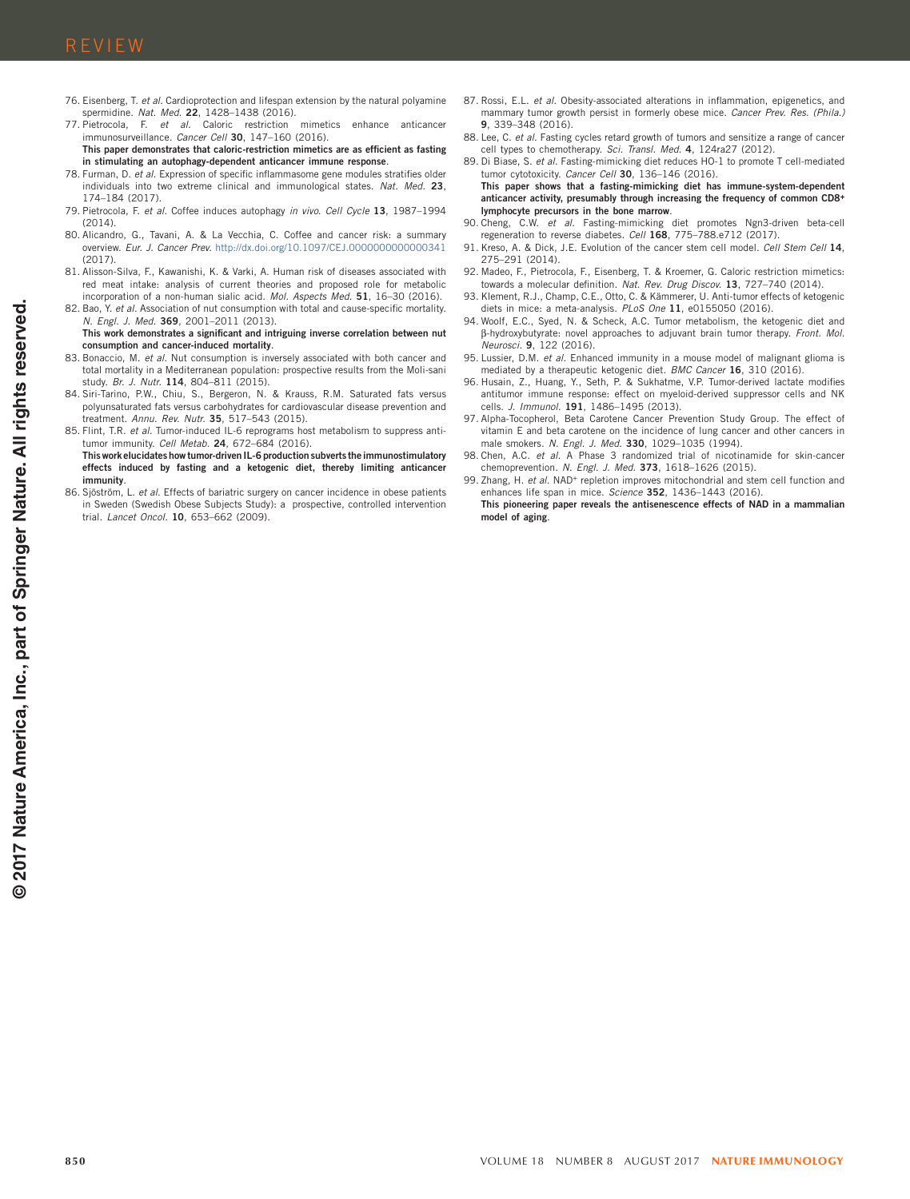76. Eisenberg, T. *et al.* Cardioprotection and lifespan extension by the natural polyamine spermidine. *Nat. Med.* **22**, 1428–1438 (2016).
77. Pietrocola, F. *et al.* Caloric restriction mimetics enhance anticancer immunosurveillance. *Cancer Cell* **30**, 147–160 (2016).
**This paper demonstrates that caloric-restriction mimetics are as efficient as fasting in stimulating an autophagy-dependent anticancer immune response**.
78. Furman, D. *et al.* Expression of specific inflammasome gene modules stratifies older individuals into two extreme clinical and immunological states. *Nat. Med.* **23**, 174–184 (2017).
79. Pietrocola, F. *et al.* Coffee induces autophagy *in vivo*. *Cell Cycle* **13**, 1987–1994 (2014).
80. Alicandro, G., Tavani, A. & La Vecchia, C. Coffee and cancer risk: a summary overview. *Eur. J. Cancer Prev.* http://dx.doi.org/10.1097/CEJ.0000000000000341 (2017).
81. Alisson-Silva, F., Kawanishi, K. & Varki, A. Human risk of diseases associated with red meat intake: analysis of current theories and proposed role for metabolic incorporation of a non-human sialic acid. *Mol. Aspects Med.* **51**, 16–30 (2016).
82. Bao, Y. *et al.* Association of nut consumption with total and cause-specific mortality. *N. Engl. J. Med.* **369**, 2001–2011 (2013).
**This work demonstrates a significant and intriguing inverse correlation between nut consumption and cancer-induced mortality**.
83. Bonaccio, M. *et al.* Nut consumption is inversely associated with both cancer and total mortality in a Mediterranean population: prospective results from the Moli-sani study. *Br. J. Nutr.* **114**, 804–811 (2015).
84. Siri-Tarino, P.W., Chiu, S., Bergeron, N. & Krauss, R.M. Saturated fats versus polyunsaturated fats versus carbohydrates for cardiovascular disease prevention and treatment. *Annu. Rev. Nutr.* **35**, 517–543 (2015).
85. Flint, T.R. *et al.* Tumor-induced IL-6 reprograms host metabolism to suppress anti-tumor immunity. *Cell Metab.* **24**, 672–684 (2016).
**This work elucidates how tumor-driven IL-6 production subverts the immunostimulatory effects induced by fasting and a ketogenic diet, thereby limiting anticancer immunity**.
86. Sjöström, L. *et al.* Effects of bariatric surgery on cancer incidence in obese patients in Sweden (Swedish Obese Subjects Study): a prospective, controlled intervention trial. *Lancet Oncol.* **10**, 653–662 (2009).
87. Rossi, E.L. *et al.* Obesity-associated alterations in inflammation, epigenetics, and mammary tumor growth persist in formerly obese mice. *Cancer Prev. Res. (Phila.)* **9**, 339–348 (2016).
88. Lee, C. *et al.* Fasting cycles retard growth of tumors and sensitize a range of cancer cell types to chemotherapy. *Sci. Transl. Med.* **4**, 124ra27 (2012).
89. Di Biase, S. *et al.* Fasting-mimicking diet reduces HO-1 to promote T cell-mediated tumor cytotoxicity. *Cancer Cell* **30**, 136–146 (2016).
**This paper shows that a fasting-mimicking diet has immune-system-dependent anticancer activity, presumably through increasing the frequency of common CD8$^+$ lymphocyte precursors in the bone marrow**.
90. Cheng, C.W. *et al.* Fasting-mimicking diet promotes Ngn3-driven beta-cell regeneration to reverse diabetes. *Cell* **168**, 775–788.e712 (2017).
91. Kreso, A. & Dick, J.E. Evolution of the cancer stem cell model. *Cell Stem Cell* **14**, 275–291 (2014).
92. Madeo, F., Pietrocola, F., Eisenberg, T. & Kroemer, G. Caloric restriction mimetics: towards a molecular definition. *Nat. Rev. Drug Discov.* **13**, 727–740 (2014).
93. Klement, R.J., Champ, C.E., Otto, C. & Kämmerer, U. Anti-tumor effects of ketogenic diets in mice: a meta-analysis. *PLoS One* **11**, e0155050 (2016).
94. Woolf, E.C., Syed, N. & Scheck, A.C. Tumor metabolism, the ketogenic diet and β-hydroxybutyrate: novel approaches to adjuvant brain tumor therapy. *Front. Mol. Neurosci.* **9**, 122 (2016).
95. Lussier, D.M. *et al.* Enhanced immunity in a mouse model of malignant glioma is mediated by a therapeutic ketogenic diet. *BMC Cancer* **16**, 310 (2016).
96. Husain, Z., Huang, Y., Seth, P. & Sukhatme, V.P. Tumor-derived lactate modifies antitumor immune response: effect on myeloid-derived suppressor cells and NK cells. *J. Immunol.* **191**, 1486–1495 (2013).
97. Alpha-Tocopherol, Beta Carotene Cancer Prevention Study Group. The effect of vitamin E and beta carotene on the incidence of lung cancer and other cancers in male smokers. *N. Engl. J. Med.* **330**, 1029–1035 (1994).
98. Chen, A.C. *et al.* A Phase 3 randomized trial of nicotinamide for skin-cancer chemoprevention. *N. Engl. J. Med.* **373**, 1618–1626 (2015).
99. Zhang, H. *et al.* NAD$^+$ repletion improves mitochondrial and stem cell function and enhances life span in mice. *Science* **352**, 1436–1443 (2016).
**This pioneering paper reveals the antisenescence effects of NAD in a mammalian model of aging**.